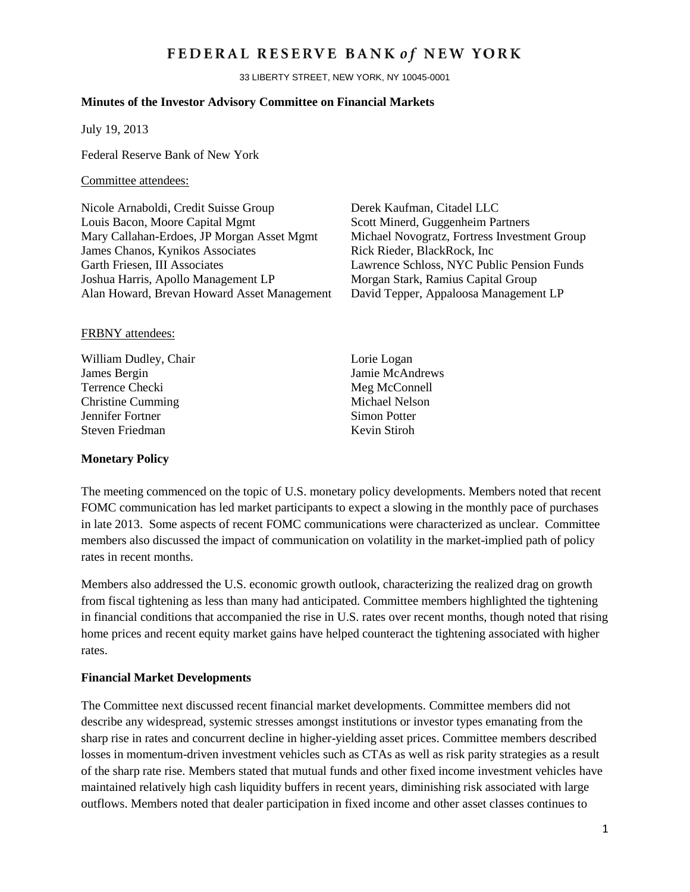# FEDERAL RESERVE BANK *of* NEW YORK

33 LIBERTY STREET, NEW YORK, NY 10045-0001

**Minutes of the Investor Advisory Committee on Financial Markets**

July 19, 2013

Federal Reserve Bank of New York

Committee attendees:

Nicole Arnaboldi, Credit Suisse Group
Louis Bacon, Moore Capital Mgmt
Mary Callahan-Erdoes, JP Morgan Asset Mgmt
James Chanos, Kynikos Associates
Garth Friesen, III Associates
Joshua Harris, Apollo Management LP
Alan Howard, Brevan Howard Asset Management
Derek Kaufman, Citadel LLC
Scott Minerd, Guggenheim Partners
Michael Novogratz, Fortress Investment Group
Rick Rieder, BlackRock, Inc
Lawrence Schloss, NYC Public Pension Funds
Morgan Stark, Ramius Capital Group
David Tepper, Appaloosa Management LP

FRBNY attendees:

William Dudley, Chair
James Bergin
Terrence Checki
Christine Cumming
Jennifer Fortner
Steven Friedman
Lorie Logan
Jamie McAndrews
Meg McConnell
Michael Nelson
Simon Potter
Kevin Stiroh

**Monetary Policy**

The meeting commenced on the topic of U.S. monetary policy developments. Members noted that recent FOMC communication has led market participants to expect a slowing in the monthly pace of purchases in late 2013. Some aspects of recent FOMC communications were characterized as unclear. Committee members also discussed the impact of communication on volatility in the market-implied path of policy rates in recent months.

Members also addressed the U.S. economic growth outlook, characterizing the realized drag on growth from fiscal tightening as less than many had anticipated. Committee members highlighted the tightening in financial conditions that accompanied the rise in U.S. rates over recent months, though noted that rising home prices and recent equity market gains have helped counteract the tightening associated with higher rates.

**Financial Market Developments**

The Committee next discussed recent financial market developments. Committee members did not describe any widespread, systemic stresses amongst institutions or investor types emanating from the sharp rise in rates and concurrent decline in higher-yielding asset prices. Committee members described losses in momentum-driven investment vehicles such as CTAs as well as risk parity strategies as a result of the sharp rate rise. Members stated that mutual funds and other fixed income investment vehicles have maintained relatively high cash liquidity buffers in recent years, diminishing risk associated with large outflows. Members noted that dealer participation in fixed income and other asset classes continues to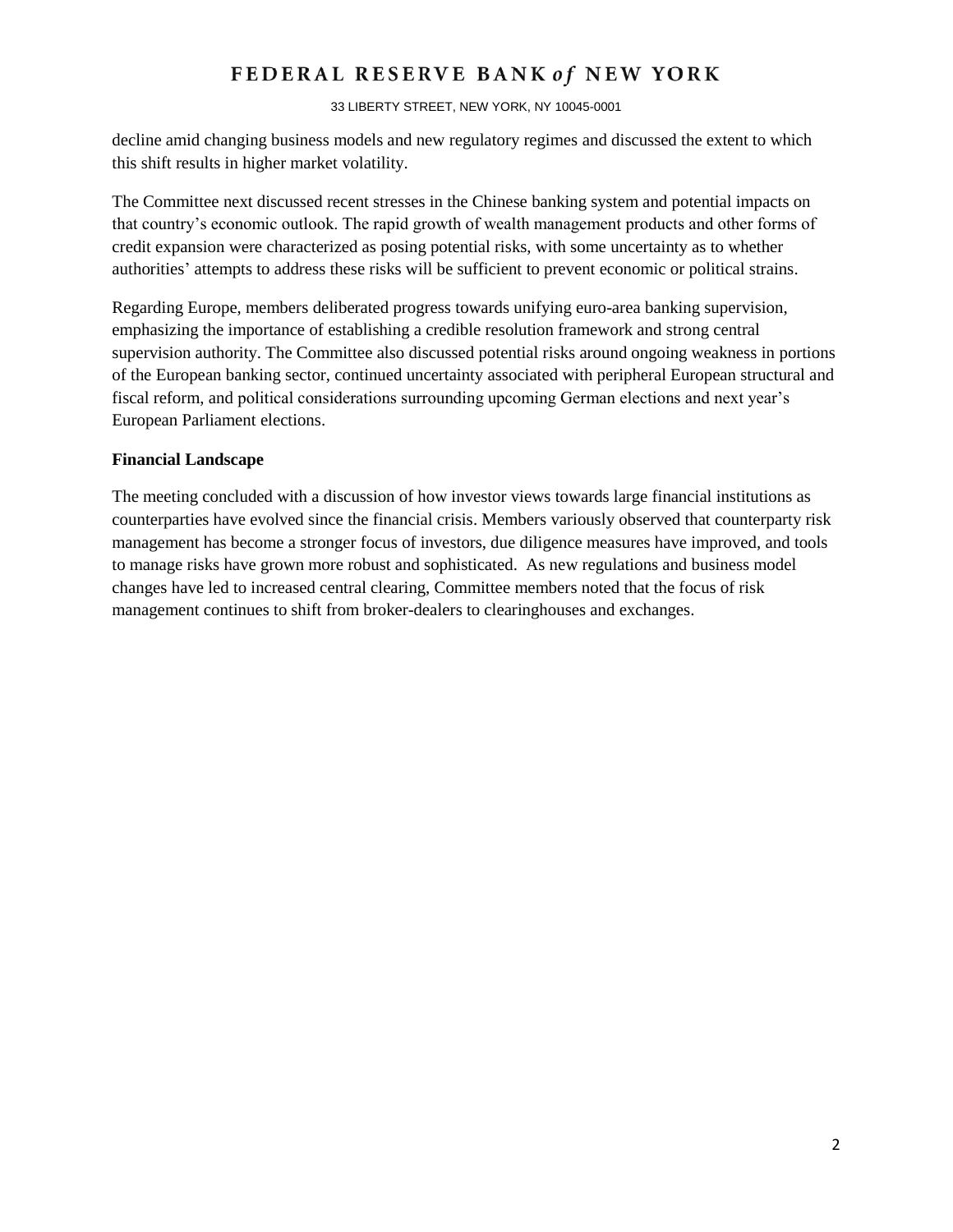decline amid changing business models and new regulatory regimes and discussed the extent to which this shift results in higher market volatility.

The Committee next discussed recent stresses in the Chinese banking system and potential impacts on that country's economic outlook. The rapid growth of wealth management products and other forms of credit expansion were characterized as posing potential risks, with some uncertainty as to whether authorities' attempts to address these risks will be sufficient to prevent economic or political strains.

Regarding Europe, members deliberated progress towards unifying euro-area banking supervision, emphasizing the importance of establishing a credible resolution framework and strong central supervision authority. The Committee also discussed potential risks around ongoing weakness in portions of the European banking sector, continued uncertainty associated with peripheral European structural and fiscal reform, and political considerations surrounding upcoming German elections and next year's European Parliament elections.

**Financial Landscape**

The meeting concluded with a discussion of how investor views towards large financial institutions as counterparties have evolved since the financial crisis. Members variously observed that counterparty risk management has become a stronger focus of investors, due diligence measures have improved, and tools to manage risks have grown more robust and sophisticated. As new regulations and business model changes have led to increased central clearing, Committee members noted that the focus of risk management continues to shift from broker-dealers to clearinghouses and exchanges.